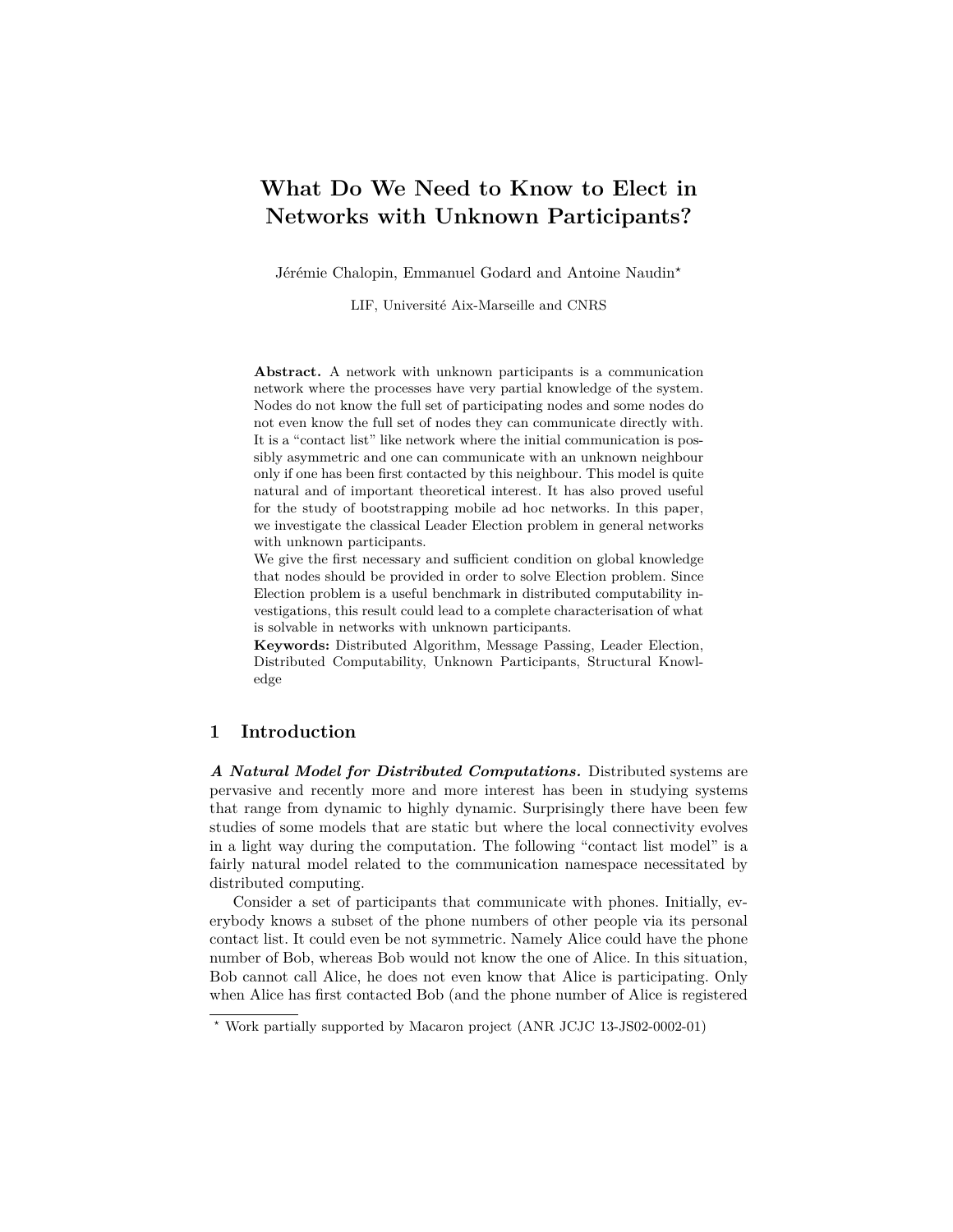# What Do We Need to Know to Elect in Networks with Unknown Participants?

Jérémie Chalopin, Emmanuel Godard and Antoine Naudin*

LIF, Université Aix-Marseille and CNRS

**Abstract.** A network with unknown participants is a communication network where the processes have very partial knowledge of the system. Nodes do not know the full set of participating nodes and some nodes do not even know the full set of nodes they can communicate directly with. It is a "contact list" like network where the initial communication is possibly asymmetric and one can communicate with an unknown neighbour only if one has been first contacted by this neighbour. This model is quite natural and of important theoretical interest. It has also proved useful for the study of bootstrapping mobile ad hoc networks. In this paper, we investigate the classical Leader Election problem in general networks with unknown participants.

We give the first necessary and sufficient condition on global knowledge that nodes should be provided in order to solve Election problem. Since Election problem is a useful benchmark in distributed computability investigations, this result could lead to a complete characterisation of what is solvable in networks with unknown participants.

**Keywords:** Distributed Algorithm, Message Passing, Leader Election, Distributed Computability, Unknown Participants, Structural Knowledge

## 1 Introduction

***A Natural Model for Distributed Computations.*** Distributed systems are pervasive and recently more and more interest has been in studying systems that range from dynamic to highly dynamic. Surprisingly there have been few studies of some models that are static but where the local connectivity evolves in a light way during the computation. The following "contact list model" is a fairly natural model related to the communication namespace necessitated by distributed computing.

Consider a set of participants that communicate with phones. Initially, everybody knows a subset of the phone numbers of other people via its personal contact list. It could even be not symmetric. Namely Alice could have the phone number of Bob, whereas Bob would not know the one of Alice. In this situation, Bob cannot call Alice, he does not even know that Alice is participating. Only when Alice has first contacted Bob (and the phone number of Alice is registered

* Work partially supported by Macaron project (ANR JCJC 13-JS02-0002-01)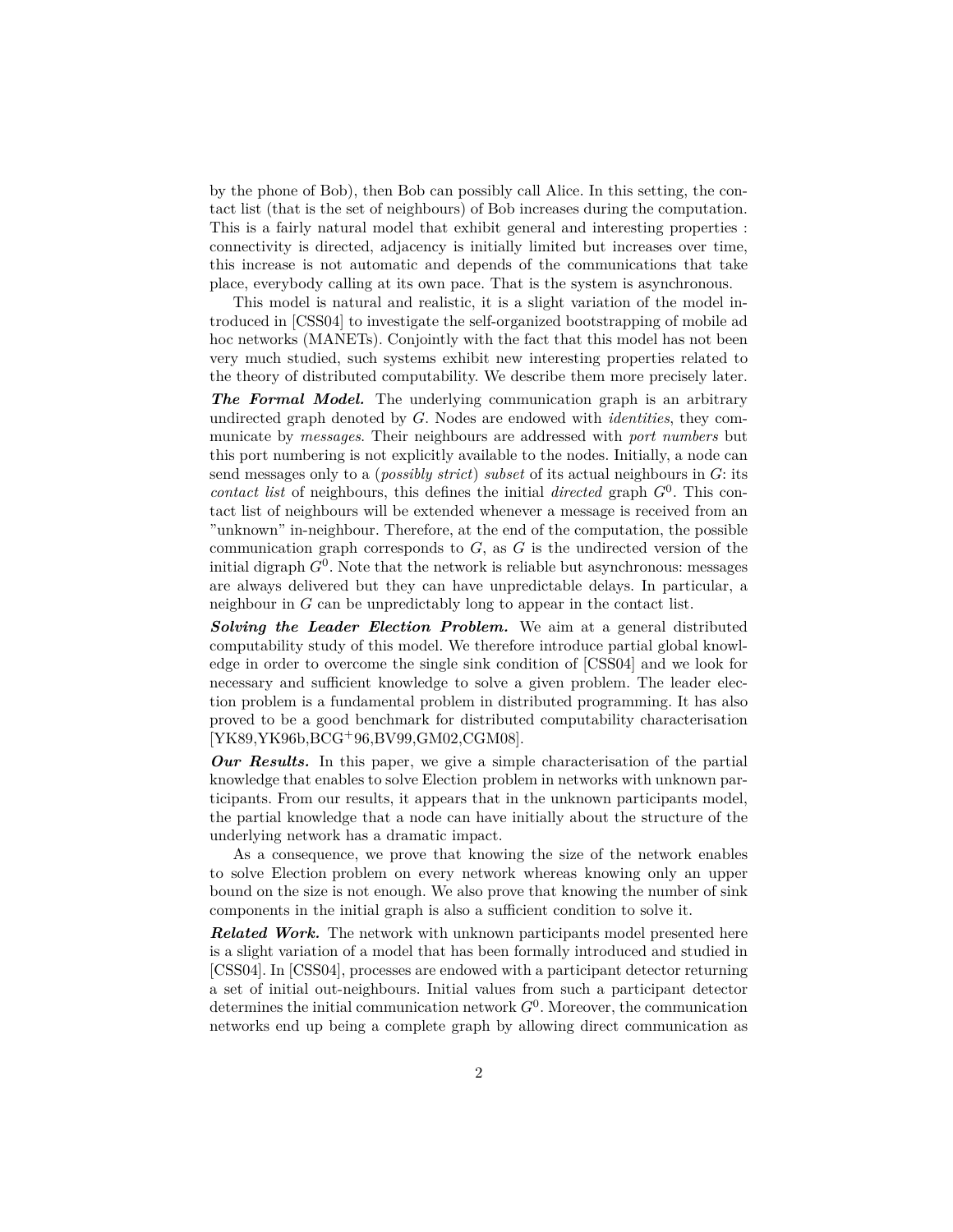by the phone of Bob), then Bob can possibly call Alice. In this setting, the contact list (that is the set of neighbours) of Bob increases during the computation. This is a fairly natural model that exhibit general and interesting properties : connectivity is directed, adjacency is initially limited but increases over time, this increase is not automatic and depends of the communications that take place, everybody calling at its own pace. That is the system is asynchronous.

This model is natural and realistic, it is a slight variation of the model introduced in [CSS04] to investigate the self-organized bootstrapping of mobile ad hoc networks (MANETs). Conjointly with the fact that this model has not been very much studied, such systems exhibit new interesting properties related to the theory of distributed computability. We describe them more precisely later.

***The Formal Model.*** The underlying communication graph is an arbitrary undirected graph denoted by $G$. Nodes are endowed with *identities*, they communicate by *messages*. Their neighbours are addressed with *port numbers* but this port numbering is not explicitly available to the nodes. Initially, a node can send messages only to a (*possibly strict*) *subset* of its actual neighbours in $G$: its *contact list* of neighbours, this defines the initial *directed* graph $G^0$. This contact list of neighbours will be extended whenever a message is received from an "unknown" in-neighbour. Therefore, at the end of the computation, the possible communication graph corresponds to $G$, as $G$ is the undirected version of the initial digraph $G^0$. Note that the network is reliable but asynchronous: messages are always delivered but they can have unpredictable delays. In particular, a neighbour in $G$ can be unpredictably long to appear in the contact list.

***Solving the Leader Election Problem.*** We aim at a general distributed computability study of this model. We therefore introduce partial global knowledge in order to overcome the single sink condition of [CSS04] and we look for necessary and sufficient knowledge to solve a given problem. The leader election problem is a fundamental problem in distributed programming. It has also proved to be a good benchmark for distributed computability characterisation [YK89,YK96b,BCG+96,BV99,GM02,CGM08].

***Our Results.*** In this paper, we give a simple characterisation of the partial knowledge that enables to solve Election problem in networks with unknown participants. From our results, it appears that in the unknown participants model, the partial knowledge that a node can have initially about the structure of the underlying network has a dramatic impact.

As a consequence, we prove that knowing the size of the network enables to solve Election problem on every network whereas knowing only an upper bound on the size is not enough. We also prove that knowing the number of sink components in the initial graph is also a sufficient condition to solve it.

***Related Work.*** The network with unknown participants model presented here is a slight variation of a model that has been formally introduced and studied in [CSS04]. In [CSS04], processes are endowed with a participant detector returning a set of initial out-neighbours. Initial values from such a participant detector determines the initial communication network $G^0$. Moreover, the communication networks end up being a complete graph by allowing direct communication as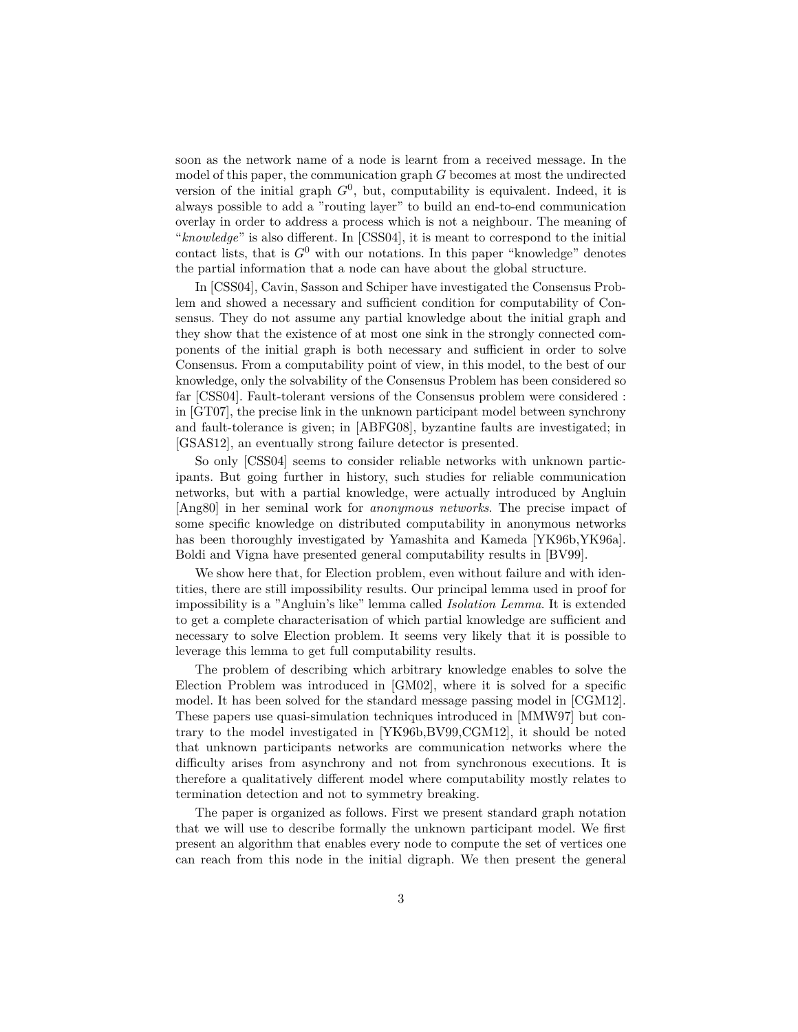soon as the network name of a node is learnt from a received message. In the model of this paper, the communication graph $G$ becomes at most the undirected version of the initial graph $G^0$, but, computability is equivalent. Indeed, it is always possible to add a "routing layer" to build an end-to-end communication overlay in order to address a process which is not a neighbour. The meaning of "*knowledge*" is also different. In [CSS04], it is meant to correspond to the initial contact lists, that is $G^0$ with our notations. In this paper "knowledge" denotes the partial information that a node can have about the global structure.

In [CSS04], Cavin, Sasson and Schiper have investigated the Consensus Problem and showed a necessary and sufficient condition for computability of Consensus. They do not assume any partial knowledge about the initial graph and they show that the existence of at most one sink in the strongly connected components of the initial graph is both necessary and sufficient in order to solve Consensus. From a computability point of view, in this model, to the best of our knowledge, only the solvability of the Consensus Problem has been considered so far [CSS04]. Fault-tolerant versions of the Consensus problem were considered : in [GT07], the precise link in the unknown participant model between synchrony and fault-tolerance is given; in [ABFG08], byzantine faults are investigated; in [GSAS12], an eventually strong failure detector is presented.

So only [CSS04] seems to consider reliable networks with unknown participants. But going further in history, such studies for reliable communication networks, but with a partial knowledge, were actually introduced by Angluin [Ang80] in her seminal work for *anonymous networks*. The precise impact of some specific knowledge on distributed computability in anonymous networks has been thoroughly investigated by Yamashita and Kameda [YK96b,YK96a]. Boldi and Vigna have presented general computability results in [BV99].

We show here that, for Election problem, even without failure and with identities, there are still impossibility results. Our principal lemma used in proof for impossibility is a "Angluin's like" lemma called *Isolation Lemma*. It is extended to get a complete characterisation of which partial knowledge are sufficient and necessary to solve Election problem. It seems very likely that it is possible to leverage this lemma to get full computability results.

The problem of describing which arbitrary knowledge enables to solve the Election Problem was introduced in [GM02], where it is solved for a specific model. It has been solved for the standard message passing model in [CGM12]. These papers use quasi-simulation techniques introduced in [MMW97] but contrary to the model investigated in [YK96b,BV99,CGM12], it should be noted that unknown participants networks are communication networks where the difficulty arises from asynchrony and not from synchronous executions. It is therefore a qualitatively different model where computability mostly relates to termination detection and not to symmetry breaking.

The paper is organized as follows. First we present standard graph notation that we will use to describe formally the unknown participant model. We first present an algorithm that enables every node to compute the set of vertices one can reach from this node in the initial digraph. We then present the general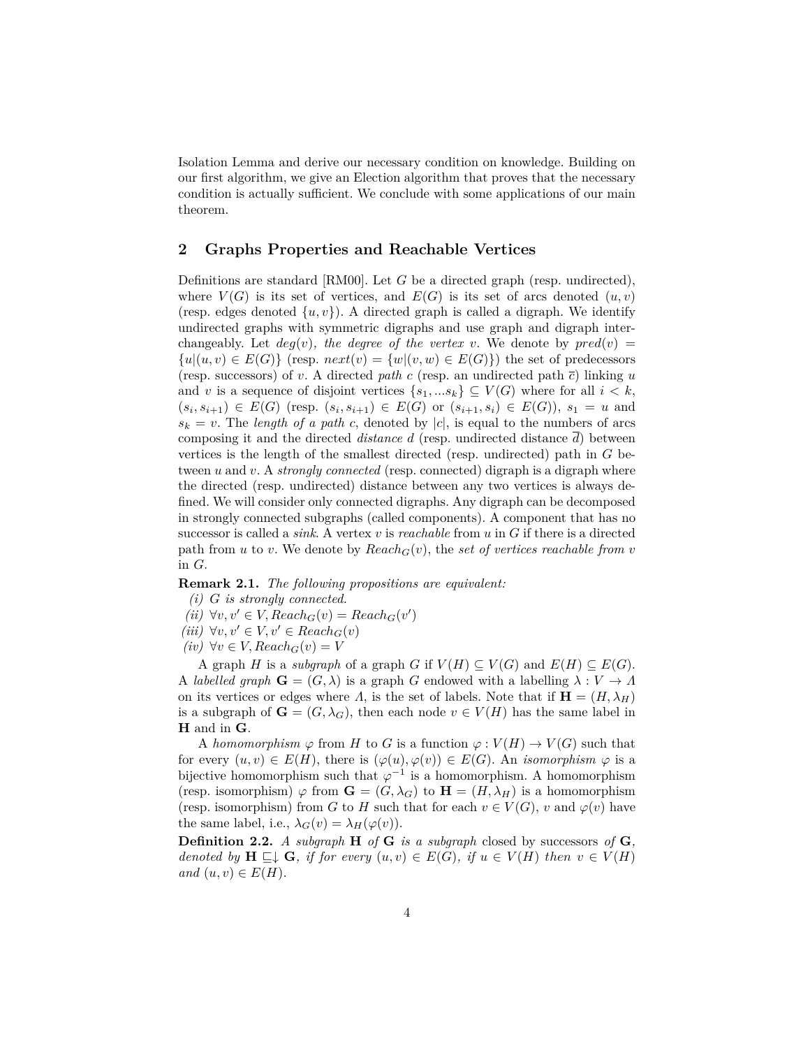Isolation Lemma and derive our necessary condition on knowledge. Building on our first algorithm, we give an Election algorithm that proves that the necessary condition is actually sufficient. We conclude with some applications of our main theorem.

## 2 Graphs Properties and Reachable Vertices

Definitions are standard [RM00]. Let $G$ be a directed graph (resp. undirected), where $V(G)$ is its set of vertices, and $E(G)$ is its set of arcs denoted $(u, v)$ (resp. edges denoted $\{u, v\}$). A directed graph is called a digraph. We identify undirected graphs with symmetric digraphs and use graph and digraph interchangeably. Let $deg(v)$, *the degree of the vertex* $v$. We denote by $pred(v) = \{u|(u, v) \in E(G)\}$ (resp. $next(v) = \{w|(v, w) \in E(G)\}$) the set of predecessors (resp. successors) of $v$. A directed *path* $c$ (resp. an undirected path $\overline{c}$) linking $u$ and $v$ is a sequence of disjoint vertices $\{s_1, ...s_k\} \subseteq V(G)$ where for all $i < k$, $(s_i, s_{i+1}) \in E(G)$ (resp. $(s_i, s_{i+1}) \in E(G)$ or $(s_{i+1}, s_i) \in E(G)$), $s_1 = u$ and $s_k = v$. The *length of a path* $c$, denoted by $|c|$, is equal to the numbers of arcs composing it and the directed *distance* $d$ (resp. undirected distance $\overline{d}$) between vertices is the length of the smallest directed (resp. undirected) path in $G$ between $u$ and $v$. A *strongly connected* (resp. connected) digraph is a digraph where the directed (resp. undirected) distance between any two vertices is always defined. We will consider only connected digraphs. Any digraph can be decomposed in strongly connected subgraphs (called components). A component that has no successor is called a *sink*. A vertex $v$ is *reachable* from $u$ in $G$ if there is a directed path from $u$ to $v$. We denote by $Reach_G(v)$, the *set of vertices reachable from* $v$ in $G$.

**Remark 2.1.** *The following propositions are equivalent:*

*(i)* $G$ *is strongly connected.*
*(ii)* $\forall v, v' \in V, Reach_G(v) = Reach_G(v')$
*(iii)* $\forall v, v' \in V, v' \in Reach_G(v)$
*(iv)* $\forall v \in V, Reach_G(v) = V$

A graph $H$ is a *subgraph* of a graph $G$ if $V(H) \subseteq V(G)$ and $E(H) \subseteq E(G)$. A *labelled graph* $\mathbf{G} = (G, \lambda)$ is a graph $G$ endowed with a labelling $\lambda : V \to \Lambda$ on its vertices or edges where $\Lambda$, is the set of labels. Note that if $\mathbf{H} = (H, \lambda_H)$ is a subgraph of $\mathbf{G} = (G, \lambda_G)$, then each node $v \in V(H)$ has the same label in $\mathbf{H}$ and in $\mathbf{G}$.

A *homomorphism* $\varphi$ from $H$ to $G$ is a function $\varphi : V(H) \to V(G)$ such that for every $(u, v) \in E(H)$, there is $(\varphi(u), \varphi(v)) \in E(G)$. An *isomorphism* $\varphi$ is a bijective homomorphism such that $\varphi^{-1}$ is a homomorphism. A homomorphism (resp. isomorphism) $\varphi$ from $\mathbf{G} = (G, \lambda_G)$ to $\mathbf{H} = (H, \lambda_H)$ is a homomorphism (resp. isomorphism) from $G$ to $H$ such that for each $v \in V(G)$, $v$ and $\varphi(v)$ have the same label, i.e., $\lambda_G(v) = \lambda_H(\varphi(v))$.

**Definition 2.2.** *A subgraph* $\mathbf{H}$ *of* $\mathbf{G}$ *is a subgraph* closed by successors *of* $\mathbf{G}$*, denoted by* $\mathbf{H} \sqsubseteq\downarrow \mathbf{G}$*, if for every* $(u, v) \in E(G)$*, if* $u \in V(H)$ *then* $v \in V(H)$ *and* $(u, v) \in E(H)$*.*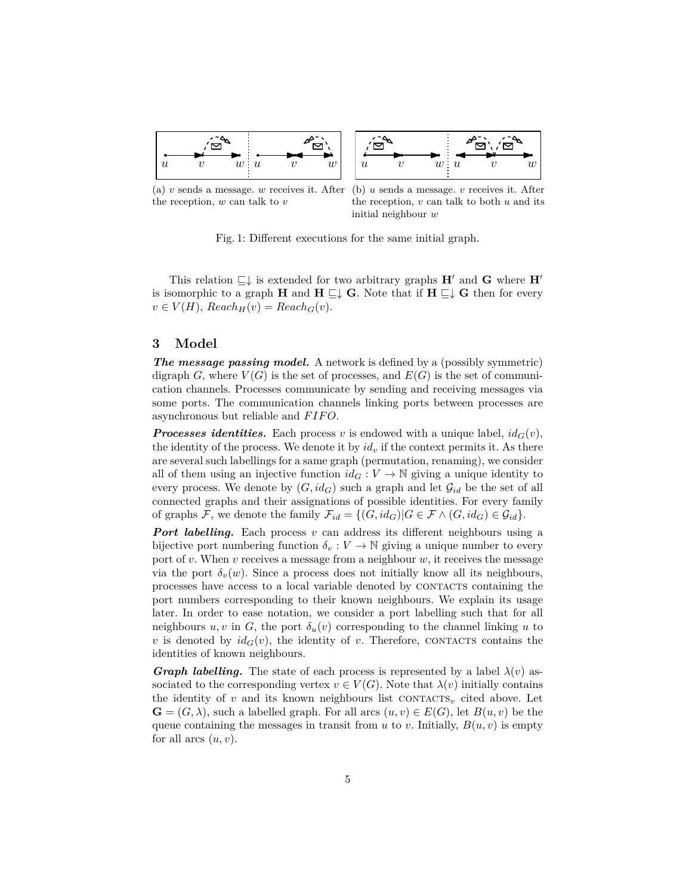(a) $v$ sends a message. $w$ receives it. After the reception, $w$ can talk to $v$

(b) $u$ sends a message. $v$ receives it. After the reception, $v$ can talk to both $u$ and its initial neighbour $w$

Fig. 1: Different executions for the same initial graph.

This relation $\sqsubseteq\downarrow$ is extended for two arbitrary graphs $\mathbf{H'}$ and $\mathbf{G}$ where $\mathbf{H'}$ is isomorphic to a graph $\mathbf{H}$ and $\mathbf{H} \sqsubseteq\downarrow \mathbf{G}$. Note that if $\mathbf{H} \sqsubseteq\downarrow \mathbf{G}$ then for every $v \in V(H)$, $Reach_H(v) = Reach_G(v)$.

## 3 Model

***The message passing model.*** A network is defined by a (possibly symmetric) digraph $G$, where $V(G)$ is the set of processes, and $E(G)$ is the set of communication channels. Processes communicate by sending and receiving messages via some ports. The communication channels linking ports between processes are asynchronous but reliable and *FIFO*.

***Processes identities.*** Each process $v$ is endowed with a unique label, $id_G(v)$, the identity of the process. We denote it by $id_v$ if the context permits it. As there are several such labellings for a same graph (permutation, renaming), we consider all of them using an injective function $id_G : V \to \mathbb{N}$ giving a unique identity to every process. We denote by $(G, id_G)$ such a graph and let $\mathcal{G}_{id}$ be the set of all connected graphs and their assignations of possible identities. For every family of graphs $\mathcal{F}$, we denote the family $\mathcal{F}_{id} = \{(G, id_G) | G \in \mathcal{F} \wedge (G, id_G) \in \mathcal{G}_{id}\}$.

***Port labelling.*** Each process $v$ can address its different neighbours using a bijective port numbering function $\delta_v : V \to \mathbb{N}$ giving a unique number to every port of $v$. When $v$ receives a message from a neighbour $w$, it receives the message via the port $\delta_v(w)$. Since a process does not initially know all its neighbours, processes have access to a local variable denoted by CONTACTS containing the port numbers corresponding to their known neighbours. We explain its usage later. In order to ease notation, we consider a port labelling such that for all neighbours $u, v$ in $G$, the port $\delta_u(v)$ corresponding to the channel linking $u$ to $v$ is denoted by $id_G(v)$, the identity of $v$. Therefore, CONTACTS contains the identities of known neighbours.

***Graph labelling.*** The state of each process is represented by a label $\lambda(v)$ associated to the corresponding vertex $v \in V(G)$. Note that $\lambda(v)$ initially contains the identity of $v$ and its known neighbours list $\text{CONTACTS}_v$ cited above. Let $\mathbf{G} = (G, \lambda)$, such a labelled graph. For all arcs $(u, v) \in E(G)$, let $B(u, v)$ be the queue containing the messages in transit from $u$ to $v$. Initially, $B(u, v)$ is empty for all arcs $(u, v)$.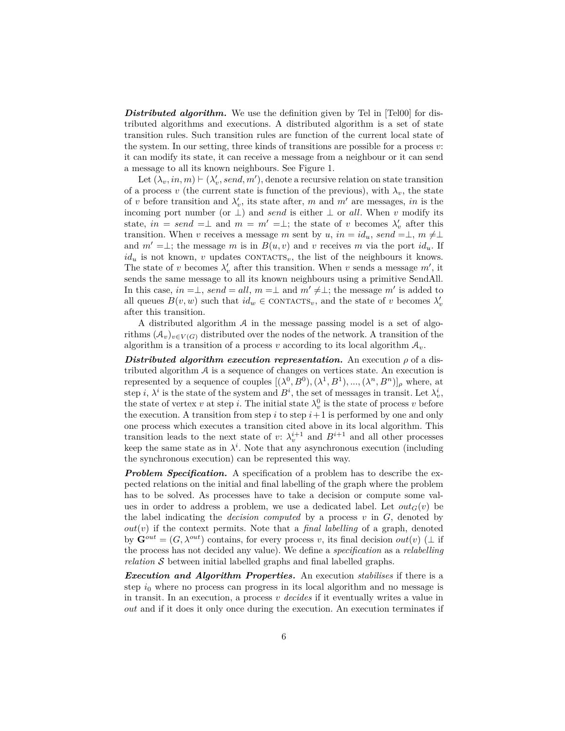***Distributed algorithm.*** We use the definition given by Tel in [Tel00] for distributed algorithms and executions. A distributed algorithm is a set of state transition rules. Such transition rules are function of the current local state of the system. In our setting, three kinds of transitions are possible for a process $v$: it can modify its state, it can receive a message from a neighbour or it can send a message to all its known neighbours. See Figure 1.

Let $(\lambda_v, in, m) \vdash (\lambda'_v, send, m')$, denote a recursive relation on state transition of a process $v$ (the current state is function of the previous), with $\lambda_v$, the state of $v$ before transition and $\lambda'_v$, its state after, $m$ and $m'$ are messages, $in$ is the incoming port number (or $\perp$) and $send$ is either $\perp$ or $all$. When $v$ modify its state, $in = send = \perp$ and $m = m' = \perp$; the state of $v$ becomes $\lambda'_v$ after this transition. When $v$ receives a message $m$ sent by $u$, $in = id_u$, $send = \perp$, $m \neq \perp$ and $m' = \perp$; the message $m$ is in $B(u, v)$ and $v$ receives $m$ via the port $id_u$. If $id_u$ is not known, $v$ updates $\text{CONTACTS}_v$, the list of the neighbours it knows. The state of $v$ becomes $\lambda'_v$ after this transition. When $v$ sends a message $m'$, it sends the same message to all its known neighbours using a primitive SendAll. In this case, $in = \perp$, $send = all$, $m = \perp$ and $m' \neq \perp$; the message $m'$ is added to all queues $B(v, w)$ such that $id_w \in \text{CONTACTS}_v$, and the state of $v$ becomes $\lambda'_v$ after this transition.

A distributed algorithm $\mathcal{A}$ in the message passing model is a set of algorithms $(\mathcal{A}_v)_{v \in V(G)}$ distributed over the nodes of the network. A transition of the algorithm is a transition of a process $v$ according to its local algorithm $\mathcal{A}_v$.

***Distributed algorithm execution representation.*** An execution $\rho$ of a distributed algorithm $\mathcal{A}$ is a sequence of changes on vertices state. An execution is represented by a sequence of couples $[(\lambda^0, B^0), (\lambda^1, B^1), ..., (\lambda^n, B^n)]_\rho$ where, at step $i$, $\lambda^i$ is the state of the system and $B^i$, the set of messages in transit. Let $\lambda^i_v$, the state of vertex $v$ at step $i$. The initial state $\lambda^0_v$ is the state of process $v$ before the execution. A transition from step $i$ to step $i+1$ is performed by one and only one process which executes a transition cited above in its local algorithm. This transition leads to the next state of $v$: $\lambda^{i+1}_v$ and $B^{i+1}$ and all other processes keep the same state as in $\lambda^i$. Note that any asynchronous execution (including the synchronous execution) can be represented this way.

***Problem Specification.*** A specification of a problem has to describe the expected relations on the initial and final labelling of the graph where the problem has to be solved. As processes have to take a decision or compute some values in order to address a problem, we use a dedicated label. Let $out_G(v)$ be the label indicating the *decision computed* by a process $v$ in $G$, denoted by $out(v)$ if the context permits. Note that a *final labelling* of a graph, denoted by $\mathbf{G}^{out} = (G, \lambda^{out})$ contains, for every process $v$, its final decision $out(v)$ ($\perp$ if the process has not decided any value). We define a *specification* as a *relabelling relation* $\mathcal{S}$ between initial labelled graphs and final labelled graphs.

***Execution and Algorithm Properties.*** An execution *stabilises* if there is a step $i_0$ where no process can progress in its local algorithm and no message is in transit. In an execution, a process $v$ *decides* if it eventually writes a value in *out* and if it does it only once during the execution. An execution terminates if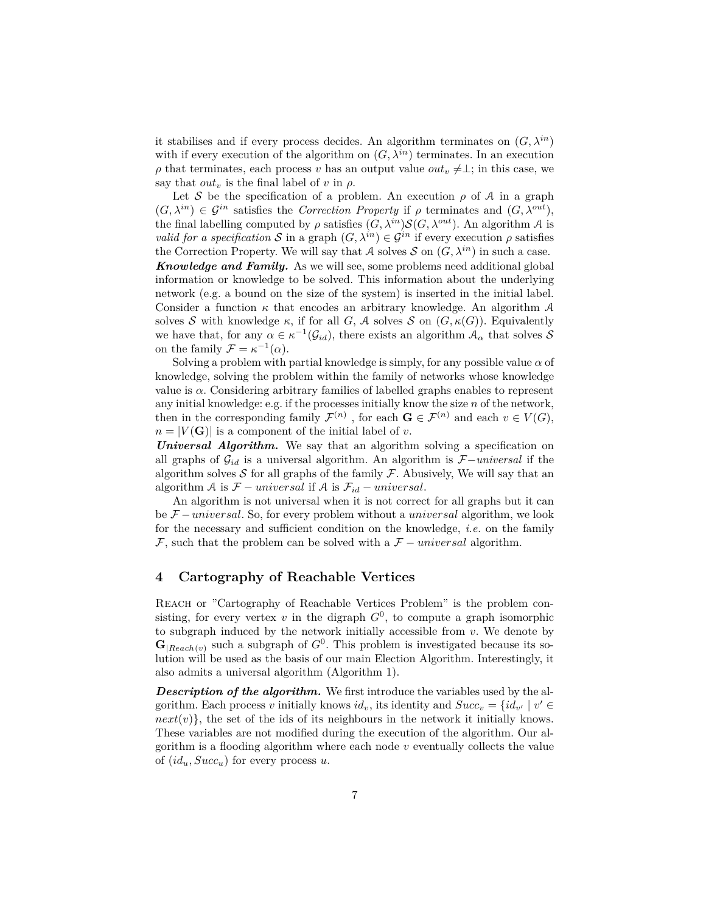it stabilises and if every process decides. An algorithm terminates on $(G, \lambda^{in})$ with if every execution of the algorithm on $(G, \lambda^{in})$ terminates. In an execution $\rho$ that terminates, each process $v$ has an output value $out_v \neq \perp$; in this case, we say that $out_v$ is the final label of $v$ in $\rho$.

Let $\mathcal{S}$ be the specification of a problem. An execution $\rho$ of $\mathcal{A}$ in a graph $(G, \lambda^{in}) \in \mathcal{G}^{in}$ satisfies the *Correction Property* if $\rho$ terminates and $(G, \lambda^{out})$, the final labelling computed by $\rho$ satisfies $(G, \lambda^{in})\mathcal{S}(G, \lambda^{out})$. An algorithm $\mathcal{A}$ is *valid for a specification* $\mathcal{S}$ in a graph $(G, \lambda^{in}) \in \mathcal{G}^{in}$ if every execution $\rho$ satisfies the Correction Property. We will say that $\mathcal{A}$ solves $\mathcal{S}$ on $(G, \lambda^{in})$ in such a case.

***Knowledge and Family.*** As we will see, some problems need additional global information or knowledge to be solved. This information about the underlying network (e.g. a bound on the size of the system) is inserted in the initial label. Consider a function $\kappa$ that encodes an arbitrary knowledge. An algorithm $\mathcal{A}$ solves $\mathcal{S}$ with knowledge $\kappa$, if for all $G$, $\mathcal{A}$ solves $\mathcal{S}$ on $(G, \kappa(G))$. Equivalently we have that, for any $\alpha \in \kappa^{-1}(\mathcal{G}_{id})$, there exists an algorithm $\mathcal{A}_\alpha$ that solves $\mathcal{S}$ on the family $\mathcal{F} = \kappa^{-1}(\alpha)$.

Solving a problem with partial knowledge is simply, for any possible value $\alpha$ of knowledge, solving the problem within the family of networks whose knowledge value is $\alpha$. Considering arbitrary families of labelled graphs enables to represent any initial knowledge: e.g. if the processes initially know the size $n$ of the network, then in the corresponding family $\mathcal{F}^{(n)}$ , for each $\mathbf{G} \in \mathcal{F}^{(n)}$ and each $v \in V(G)$, $n = |V(\mathbf{G})|$ is a component of the initial label of $v$.

***Universal Algorithm.*** We say that an algorithm solving a specification on all graphs of $\mathcal{G}_{id}$ is a universal algorithm. An algorithm is $\mathcal{F}-universal$ if the algorithm solves $\mathcal{S}$ for all graphs of the family $\mathcal{F}$. Abusively, We will say that an algorithm $\mathcal{A}$ is $\mathcal{F} - universal$ if $\mathcal{A}$ is $\mathcal{F}_{id} - universal$.

An algorithm is not universal when it is not correct for all graphs but it can be $\mathcal{F} - universal$. So, for every problem without a *universal* algorithm, we look for the necessary and sufficient condition on the knowledge, *i.e.* on the family $\mathcal{F}$, such that the problem can be solved with a $\mathcal{F} - universal$ algorithm.

# 4 Cartography of Reachable Vertices

Reach or "Cartography of Reachable Vertices Problem" is the problem consisting, for every vertex $v$ in the digraph $G^0$, to compute a graph isomorphic to subgraph induced by the network initially accessible from $v$. We denote by $\mathbf{G}_{|Reach(v)}$ such a subgraph of $G^0$. This problem is investigated because its solution will be used as the basis of our main Election Algorithm. Interestingly, it also admits a universal algorithm (Algorithm 1).

***Description of the algorithm.*** We first introduce the variables used by the algorithm. Each process $v$ initially knows $id_v$, its identity and $Succ_v = \{id_{v'} \mid v' \in next(v)\}$, the set of the ids of its neighbours in the network it initially knows. These variables are not modified during the execution of the algorithm. Our algorithm is a flooding algorithm where each node $v$ eventually collects the value of $(id_u, Succ_u)$ for every process $u$.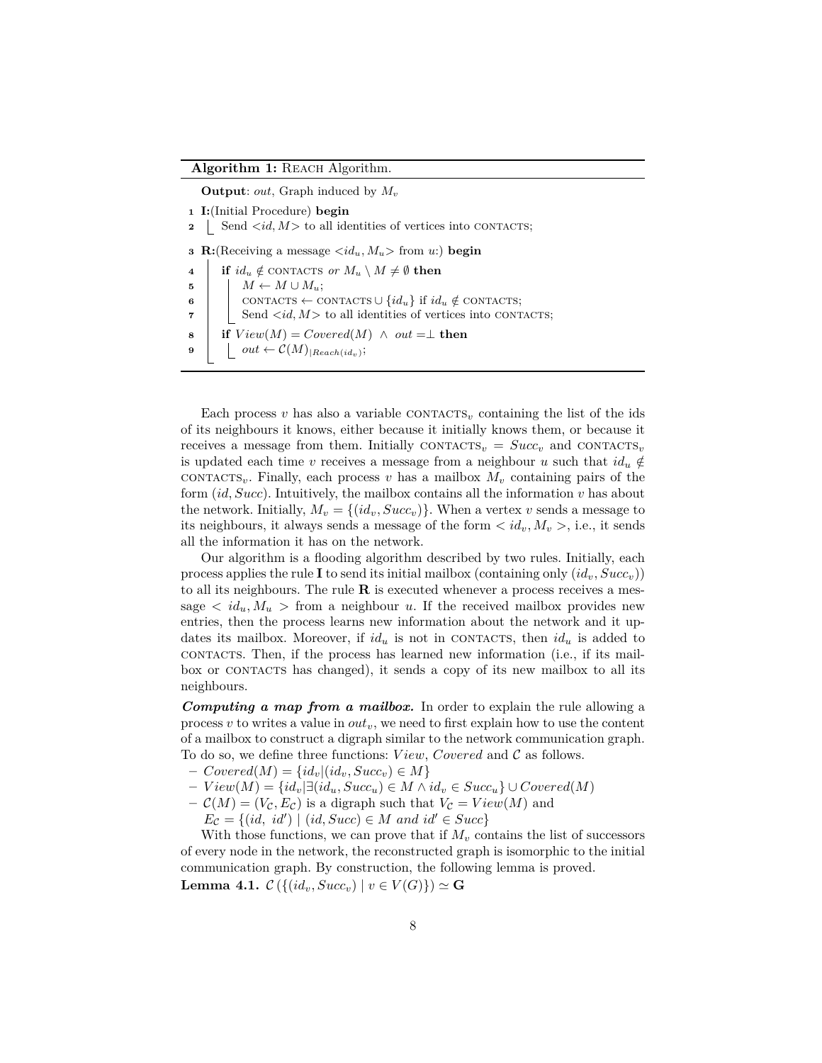**Algorithm 1:** REACH Algorithm.

```
   Output: out, Graph induced by M_v
1  I:(Initial Procedure) begin
2  |  Send <id, M> to all identities of vertices into CONTACTS;
3  R:(Receiving a message <id_u, M_u> from u:) begin
4  |  if id_u ∉ CONTACTS or M_u \ M ≠ ∅ then
5  |  |  M ← M ∪ M_u;
6  |  |  CONTACTS ← CONTACTS ∪ {id_u} if id_u ∉ CONTACTS;
7  |  |  Send <id, M> to all identities of vertices into CONTACTS;
8  |  if View(M) = Covered(M) ∧ out = ⊥ then
9  |  |  out ← C(M)_{|Reach(id_v)};
```

Each process $v$ has also a variable $\textsc{contacts}_v$ containing the list of the ids of its neighbours it knows, either because it initially knows them, or because it receives a message from them. Initially $\textsc{contacts}_v = Succ_v$ and $\textsc{contacts}_v$ is updated each time $v$ receives a message from a neighbour $u$ such that $id_u \notin \textsc{contacts}_v$. Finally, each process $v$ has a mailbox $M_v$ containing pairs of the form $(id, Succ)$. Intuitively, the mailbox contains all the information $v$ has about the network. Initially, $M_v = \{(id_v, Succ_v)\}$. When a vertex $v$ sends a message to its neighbours, it always sends a message of the form $< id_v, M_v >$, i.e., it sends all the information it has on the network.

Our algorithm is a flooding algorithm described by two rules. Initially, each process applies the rule **I** to send its initial mailbox (containing only $(id_v, Succ_v)$) to all its neighbours. The rule **R** is executed whenever a process receives a message $< id_u, M_u >$ from a neighbour $u$. If the received mailbox provides new entries, then the process learns new information about the network and it updates its mailbox. Moreover, if $id_u$ is not in $\textsc{contacts}$, then $id_u$ is added to $\textsc{contacts}$. Then, if the process has learned new information (i.e., if its mailbox or $\textsc{contacts}$ has changed), it sends a copy of its new mailbox to all its neighbours.

***Computing a map from a mailbox.*** In order to explain the rule allowing a process $v$ to writes a value in $out_v$, we need to first explain how to use the content of a mailbox to construct a digraph similar to the network communication graph. To do so, we define three functions: $View$, $Covered$ and $\mathcal{C}$ as follows.

- $Covered(M) = \{id_v | (id_v, Succ_v) \in M\}$
- $View(M) = \{id_v | \exists (id_u, Succ_u) \in M \wedge id_v \in Succ_u\} \cup Covered(M)$
- $\mathcal{C}(M) = (V_{\mathcal{C}}, E_{\mathcal{C}})$ is a digraph such that $V_{\mathcal{C}} = View(M)$ and $E_{\mathcal{C}} = \{(id,\ id') \mid (id, Succ) \in M \textit{ and } id' \in Succ\}$

With those functions, we can prove that if $M_v$ contains the list of successors of every node in the network, the reconstructed graph is isomorphic to the initial communication graph. By construction, the following lemma is proved.

**Lemma 4.1.** $\mathcal{C}\left(\{(id_v, Succ_v) \mid v \in V(G)\}\right) \simeq \mathbf{G}$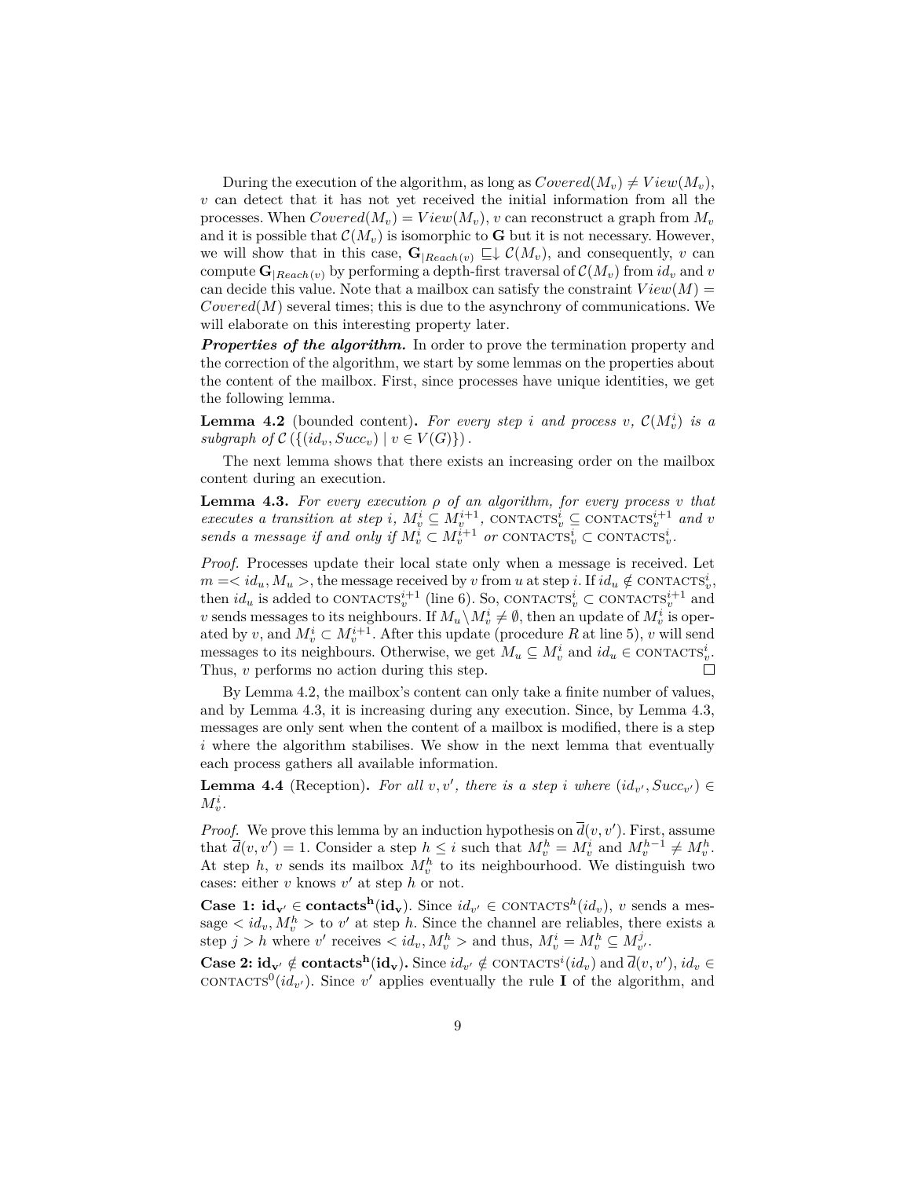During the execution of the algorithm, as long as $Covered(M_v) \neq View(M_v)$, $v$ can detect that it has not yet received the initial information from all the processes. When $Covered(M_v) = View(M_v)$, $v$ can reconstruct a graph from $M_v$ and it is possible that $\mathcal{C}(M_v)$ is isomorphic to $\mathbf{G}$ but it is not necessary. However, we will show that in this case, $\mathbf{G}_{|Reach(v)} \sqsubseteq\downarrow \mathcal{C}(M_v)$, and consequently, $v$ can compute $\mathbf{G}_{|Reach(v)}$ by performing a depth-first traversal of $\mathcal{C}(M_v)$ from $id_v$ and $v$ can decide this value. Note that a mailbox can satisfy the constraint $View(M) = Covered(M)$ several times; this is due to the asynchrony of communications. We will elaborate on this interesting property later.

***Properties of the algorithm.*** In order to prove the termination property and the correction of the algorithm, we start by some lemmas on the properties about the content of the mailbox. First, since processes have unique identities, we get the following lemma.

**Lemma 4.2** (bounded content)**.** *For every step $i$ and process $v$, $\mathcal{C}(M_v^i)$ is a subgraph of $\mathcal{C}\left(\{(id_v, Succ_v) \mid v \in V(G)\}\right)$.*

The next lemma shows that there exists an increasing order on the mailbox content during an execution.

**Lemma 4.3.** *For every execution $\rho$ of an algorithm, for every process $v$ that executes a transition at step $i$, $M_v^i \subseteq M_v^{i+1}$, $\text{CONTACTS}_v^i \subseteq \text{CONTACTS}_v^{i+1}$ and $v$ sends a message if and only if $M_v^i \subset M_v^{i+1}$ or $\text{CONTACTS}_v^i \subset \text{CONTACTS}_v^i$.*

*Proof.* Processes update their local state only when a message is received. Let $m = < id_u, M_u >$, the message received by $v$ from $u$ at step $i$. If $id_u \notin \text{CONTACTS}_v^i$, then $id_u$ is added to $\text{CONTACTS}_v^{i+1}$ (line 6). So, $\text{CONTACTS}_v^i \subset \text{CONTACTS}_v^{i+1}$ and $v$ sends messages to its neighbours. If $M_u \backslash M_v^i \neq \emptyset$, then an update of $M_v^i$ is operated by $v$, and $M_v^i \subset M_v^{i+1}$. After this update (procedure $R$ at line 5), $v$ will send messages to its neighbours. Otherwise, we get $M_u \subseteq M_v^i$ and $id_u \in \text{CONTACTS}_v^i$. Thus, $v$ performs no action during this step. ☐

By Lemma 4.2, the mailbox's content can only take a finite number of values, and by Lemma 4.3, it is increasing during any execution. Since, by Lemma 4.3, messages are only sent when the content of a mailbox is modified, there is a step $i$ where the algorithm stabilises. We show in the next lemma that eventually each process gathers all available information.

**Lemma 4.4** (Reception)**.** *For all $v, v'$, there is a step $i$ where $(id_{v'}, Succ_{v'}) \in M_v^i$.*

*Proof.* We prove this lemma by an induction hypothesis on $\overline{d}(v, v')$. First, assume that $\overline{d}(v, v') = 1$. Consider a step $h \leq i$ such that $M_v^h = M_v^i$ and $M_v^{h-1} \neq M_v^h$. At step $h$, $v$ sends its mailbox $M_v^h$ to its neighbourhood. We distinguish two cases: either $v$ knows $v'$ at step $h$ or not.

**Case 1: $\mathbf{id_{v'} \in contacts^h(id_v)}$.** Since $id_{v'} \in \text{CONTACTS}^h(id_v)$, $v$ sends a message $< id_v, M_v^h >$ to $v'$ at step $h$. Since the channel are reliables, there exists a step $j > h$ where $v'$ receives $< id_v, M_v^h >$ and thus, $M_v^i = M_v^h \subseteq M_{v'}^j$.

**Case 2: $\mathbf{id_{v'} \notin contacts^h(id_v)}$.** Since $id_{v'} \notin \text{CONTACTS}^i(id_v)$ and $\overline{d}(v, v')$, $id_v \in \text{CONTACTS}^0(id_{v'})$. Since $v'$ applies eventually the rule **I** of the algorithm, and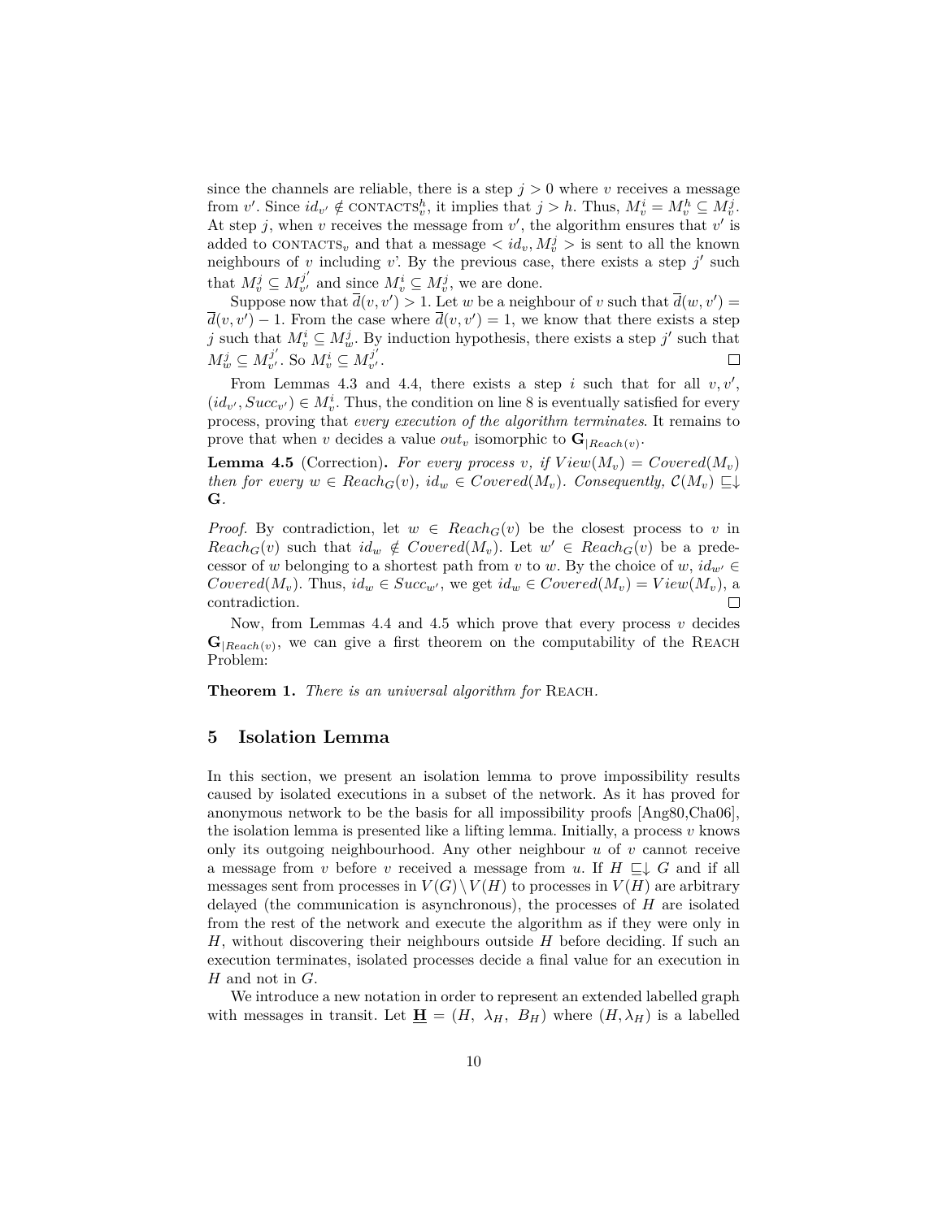since the channels are reliable, there is a step $j > 0$ where $v$ receives a message from $v'$. Since $id_{v'} \notin \text{CONTACTS}_v^h$, it implies that $j > h$. Thus, $M_v^i = M_v^h \subseteq M_v^j$. At step $j$, when $v$ receives the message from $v'$, the algorithm ensures that $v'$ is added to $\text{CONTACTS}_v$ and that a message $< id_v, M_v^j >$ is sent to all the known neighbours of $v$ including $v$'. By the previous case, there exists a step $j'$ such that $M_v^j \subseteq M_{v'}^{j'}$ and since $M_v^i \subseteq M_v^j$, we are done.

Suppose now that $\overline{d}(v, v') > 1$. Let $w$ be a neighbour of $v$ such that $\overline{d}(w, v') = \overline{d}(v, v') - 1$. From the case where $\overline{d}(v, v') = 1$, we know that there exists a step $j$ such that $M_v^i \subseteq M_w^j$. By induction hypothesis, there exists a step $j'$ such that $M_w^j \subseteq M_{v'}^{j'}$. So $M_v^i \subseteq M_{v'}^{j'}$. □

From Lemmas 4.3 and 4.4, there exists a step $i$ such that for all $v, v'$, $(id_{v'}, Succ_{v'}) \in M_v^i$. Thus, the condition on line 8 is eventually satisfied for every process, proving that *every execution of the algorithm terminates*. It remains to prove that when $v$ decides a value $out_v$ isomorphic to $\mathbf{G}_{|Reach(v)}$.

**Lemma 4.5** (Correction). *For every process $v$, if $View(M_v) = Covered(M_v)$ then for every $w \in Reach_G(v)$, $id_w \in Covered(M_v)$. Consequently, $\mathcal{C}(M_v) \sqsubseteq\downarrow \mathbf{G}$.*

*Proof.* By contradiction, let $w \in Reach_G(v)$ be the closest process to $v$ in $Reach_G(v)$ such that $id_w \notin Covered(M_v)$. Let $w' \in Reach_G(v)$ be a predecessor of $w$ belonging to a shortest path from $v$ to $w$. By the choice of $w$, $id_{w'} \in Covered(M_v)$. Thus, $id_w \in Succ_{w'}$, we get $id_w \in Covered(M_v) = View(M_v)$, a contradiction. □

Now, from Lemmas 4.4 and 4.5 which prove that every process $v$ decides $\mathbf{G}_{|Reach(v)}$, we can give a first theorem on the computability of the REACH Problem:

**Theorem 1.** *There is an universal algorithm for* REACH.

## 5 Isolation Lemma

In this section, we present an isolation lemma to prove impossibility results caused by isolated executions in a subset of the network. As it has proved for anonymous network to be the basis for all impossibility proofs [Ang80,Cha06], the isolation lemma is presented like a lifting lemma. Initially, a process $v$ knows only its outgoing neighbourhood. Any other neighbour $u$ of $v$ cannot receive a message from $v$ before $v$ received a message from $u$. If $H \sqsubseteq\downarrow G$ and if all messages sent from processes in $V(G) \setminus V(H)$ to processes in $V(H)$ are arbitrary delayed (the communication is asynchronous), the processes of $H$ are isolated from the rest of the network and execute the algorithm as if they were only in $H$, without discovering their neighbours outside $H$ before deciding. If such an execution terminates, isolated processes decide a final value for an execution in $H$ and not in $G$.

We introduce a new notation in order to represent an extended labelled graph with messages in transit. Let $\underline{\mathbf{H}} = (H,\ \lambda_H,\ B_H)$ where $(H, \lambda_H)$ is a labelled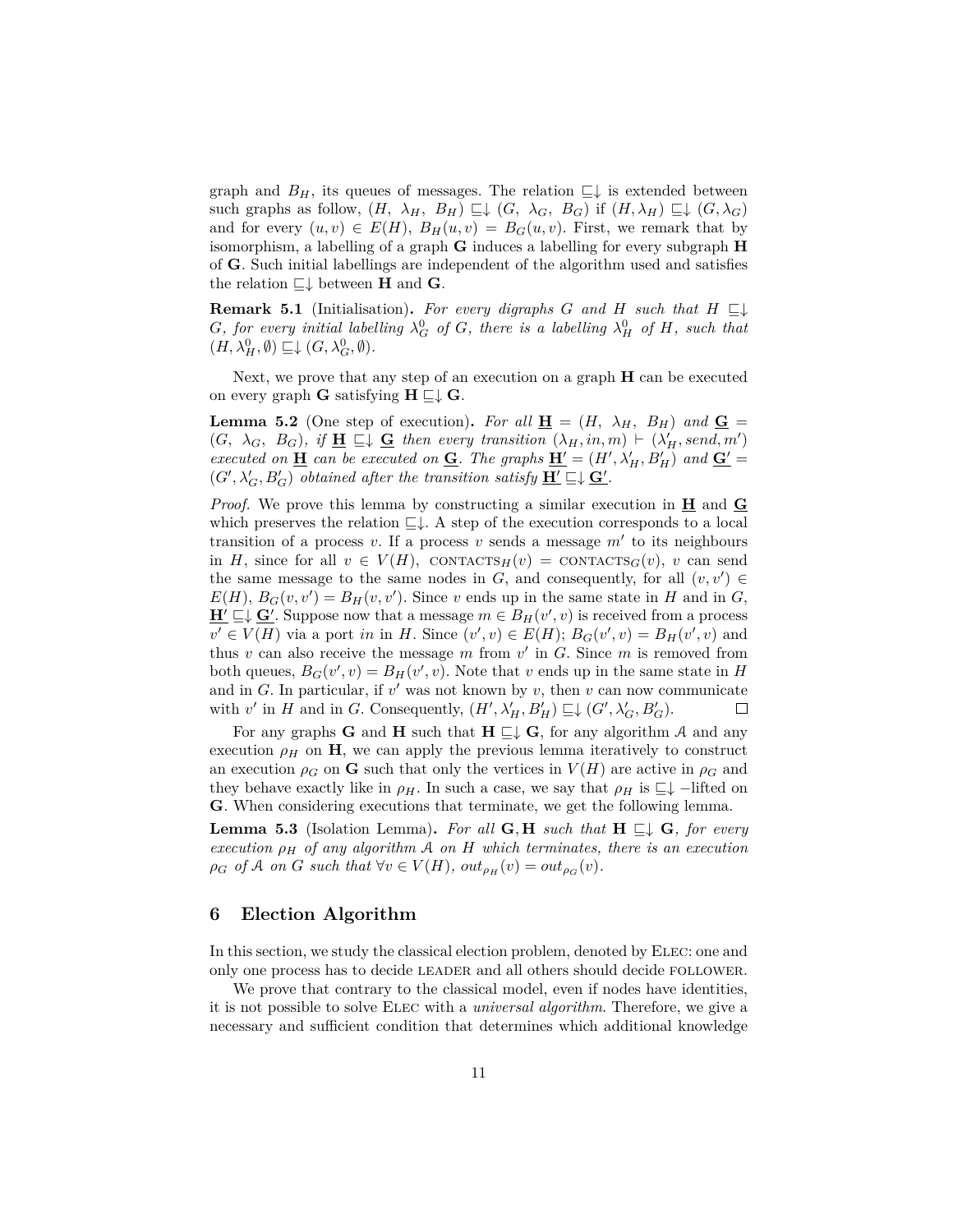graph and $B_H$, its queues of messages. The relation $\sqsubseteq\downarrow$ is extended between such graphs as follow, $(H,\ \lambda_H,\ B_H) \sqsubseteq\downarrow (G,\ \lambda_G,\ B_G)$ if $(H, \lambda_H) \sqsubseteq\downarrow (G, \lambda_G)$ and for every $(u, v) \in E(H)$, $B_H(u, v) = B_G(u, v)$. First, we remark that by isomorphism, a labelling of a graph $\mathbf{G}$ induces a labelling for every subgraph $\mathbf{H}$ of $\mathbf{G}$. Such initial labellings are independent of the algorithm used and satisfies the relation $\sqsubseteq\downarrow$ between $\mathbf{H}$ and $\mathbf{G}$.

**Remark 5.1** (Initialisation)**.** *For every digraphs $G$ and $H$ such that $H \sqsubseteq\downarrow G$, for every initial labelling $\lambda^0_G$ of $G$, there is a labelling $\lambda^0_H$ of $H$, such that $(H, \lambda^0_H, \emptyset) \sqsubseteq\downarrow (G, \lambda^0_G, \emptyset)$.*

Next, we prove that any step of an execution on a graph $\mathbf{H}$ can be executed on every graph $\mathbf{G}$ satisfying $\mathbf{H} \sqsubseteq\downarrow \mathbf{G}$.

**Lemma 5.2** (One step of execution)**.** *For all $\underline{\mathbf{H}} = (H,\ \lambda_H,\ B_H)$ and $\underline{\mathbf{G}} = (G,\ \lambda_G,\ B_G)$, if $\underline{\mathbf{H}} \sqsubseteq\downarrow \underline{\mathbf{G}}$ then every transition $(\lambda_H, in, m) \vdash (\lambda'_H, send, m')$ executed on $\underline{\mathbf{H}}$ can be executed on $\underline{\mathbf{G}}$. The graphs $\underline{\mathbf{H'}} = (H', \lambda'_H, B'_H)$ and $\underline{\mathbf{G'}} = (G', \lambda'_G, B'_G)$ obtained after the transition satisfy $\underline{\mathbf{H'}} \sqsubseteq\downarrow \underline{\mathbf{G'}}$.*

*Proof.* We prove this lemma by constructing a similar execution in $\underline{\mathbf{H}}$ and $\underline{\mathbf{G}}$ which preserves the relation $\sqsubseteq\downarrow$. A step of the execution corresponds to a local transition of a process $v$. If a process $v$ sends a message $m'$ to its neighbours in $H$, since for all $v \in V(H)$, $\textsc{contacts}_H(v) = \textsc{contacts}_G(v)$, $v$ can send the same message to the same nodes in $G$, and consequently, for all $(v, v') \in E(H)$, $B_G(v, v') = B_H(v, v')$. Since $v$ ends up in the same state in $H$ and in $G$, $\underline{\mathbf{H'}} \sqsubseteq\downarrow \underline{\mathbf{G'}}$. Suppose now that a message $m \in B_H(v', v)$ is received from a process $v' \in V(H)$ via a port $in$ in $H$. Since $(v', v) \in E(H)$; $B_G(v', v) = B_H(v', v)$ and thus $v$ can also receive the message $m$ from $v'$ in $G$. Since $m$ is removed from both queues, $B_G(v', v) = B_H(v', v)$. Note that $v$ ends up in the same state in $H$ and in $G$. In particular, if $v'$ was not known by $v$, then $v$ can now communicate with $v'$ in $H$ and in $G$. Consequently, $(H', \lambda'_H, B'_H) \sqsubseteq\downarrow (G', \lambda'_G, B'_G)$. ☐

For any graphs $\mathbf{G}$ and $\mathbf{H}$ such that $\mathbf{H} \sqsubseteq\downarrow \mathbf{G}$, for any algorithm $\mathcal{A}$ and any execution $\rho_H$ on $\mathbf{H}$, we can apply the previous lemma iteratively to construct an execution $\rho_G$ on $\mathbf{G}$ such that only the vertices in $V(H)$ are active in $\rho_G$ and they behave exactly like in $\rho_H$. In such a case, we say that $\rho_H$ is $\sqsubseteq\downarrow$ −lifted on $\mathbf{G}$. When considering executions that terminate, we get the following lemma.

**Lemma 5.3** (Isolation Lemma)**.** *For all $\mathbf{G}, \mathbf{H}$ such that $\mathbf{H} \sqsubseteq\downarrow \mathbf{G}$, for every execution $\rho_H$ of any algorithm $\mathcal{A}$ on $H$ which terminates, there is an execution $\rho_G$ of $\mathcal{A}$ on $G$ such that $\forall v \in V(H)$, $out_{\rho_H}(v) = out_{\rho_G}(v)$.*

## 6 Election Algorithm

In this section, we study the classical election problem, denoted by Elec: one and only one process has to decide leader and all others should decide follower.

We prove that contrary to the classical model, even if nodes have identities, it is not possible to solve Elec with a *universal algorithm*. Therefore, we give a necessary and sufficient condition that determines which additional knowledge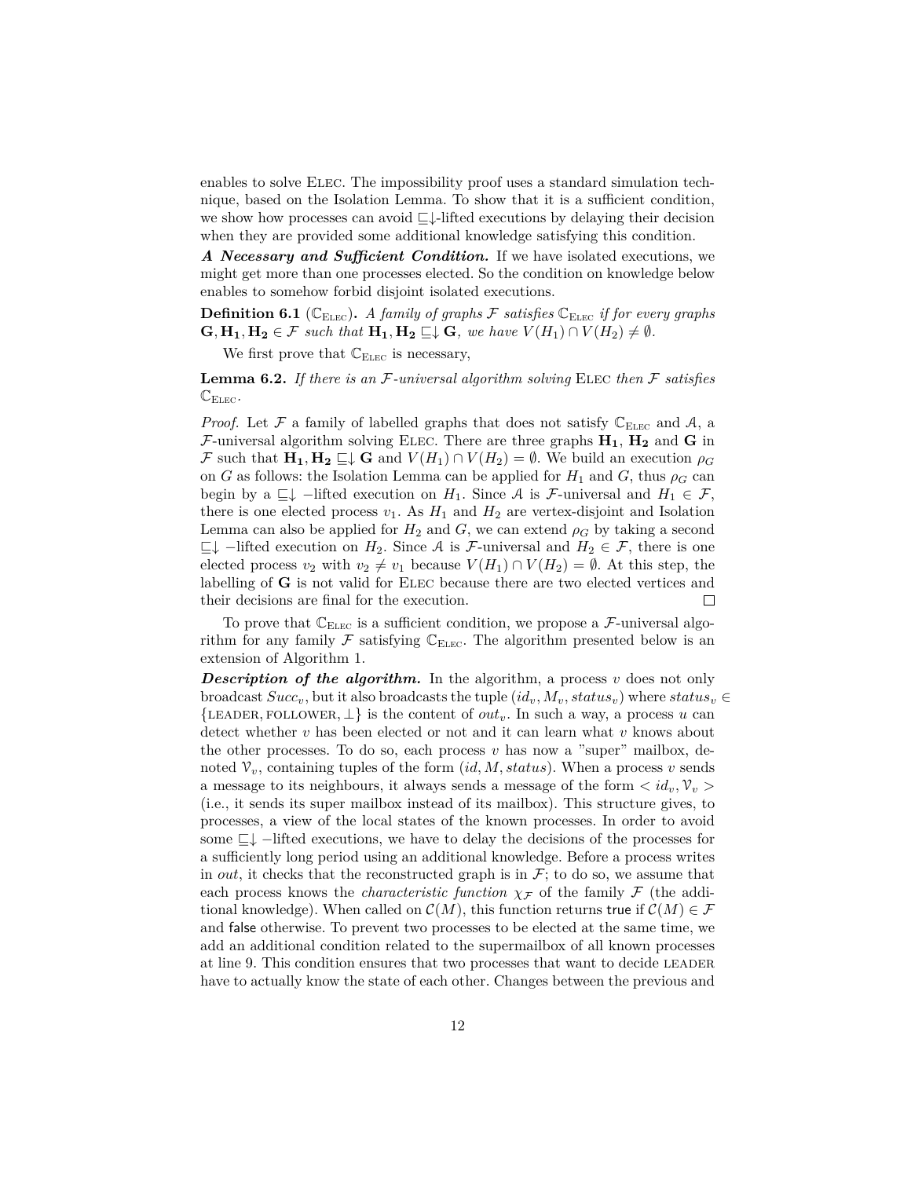enables to solve Elec. The impossibility proof uses a standard simulation technique, based on the Isolation Lemma. To show that it is a sufficient condition, we show how processes can avoid $\sqsubseteq\downarrow$-lifted executions by delaying their decision when they are provided some additional knowledge satisfying this condition.

***A Necessary and Sufficient Condition.*** If we have isolated executions, we might get more than one processes elected. So the condition on knowledge below enables to somehow forbid disjoint isolated executions.

**Definition 6.1** ($\mathbb{C}_{\text{Elec}}$)**.** *A family of graphs $\mathcal{F}$ satisfies $\mathbb{C}_{\text{Elec}}$ if for every graphs $\mathbf{G}, \mathbf{H_1}, \mathbf{H_2} \in \mathcal{F}$ such that $\mathbf{H_1}, \mathbf{H_2} \sqsubseteq\downarrow \mathbf{G}$, we have $V(H_1) \cap V(H_2) \neq \emptyset$.*

We first prove that $\mathbb{C}_{\text{Elec}}$ is necessary,

**Lemma 6.2.** *If there is an $\mathcal{F}$-universal algorithm solving* Elec *then $\mathcal{F}$ satisfies $\mathbb{C}_{\text{Elec}}$.*

*Proof.* Let $\mathcal{F}$ a family of labelled graphs that does not satisfy $\mathbb{C}_{\text{Elec}}$ and $\mathcal{A}$, a $\mathcal{F}$-universal algorithm solving Elec. There are three graphs $\mathbf{H_1}$, $\mathbf{H_2}$ and $\mathbf{G}$ in $\mathcal{F}$ such that $\mathbf{H_1}, \mathbf{H_2} \sqsubseteq\downarrow \mathbf{G}$ and $V(H_1) \cap V(H_2) = \emptyset$. We build an execution $\rho_G$ on $G$ as follows: the Isolation Lemma can be applied for $H_1$ and $G$, thus $\rho_G$ can begin by a $\sqsubseteq\downarrow$ $-$lifted execution on $H_1$. Since $\mathcal{A}$ is $\mathcal{F}$-universal and $H_1 \in \mathcal{F}$, there is one elected process $v_1$. As $H_1$ and $H_2$ are vertex-disjoint and Isolation Lemma can also be applied for $H_2$ and $G$, we can extend $\rho_G$ by taking a second $\sqsubseteq\downarrow$ $-$lifted execution on $H_2$. Since $\mathcal{A}$ is $\mathcal{F}$-universal and $H_2 \in \mathcal{F}$, there is one elected process $v_2$ with $v_2 \neq v_1$ because $V(H_1) \cap V(H_2) = \emptyset$. At this step, the labelling of $\mathbf{G}$ is not valid for Elec because there are two elected vertices and their decisions are final for the execution. ◻

To prove that $\mathbb{C}_{\text{Elec}}$ is a sufficient condition, we propose a $\mathcal{F}$-universal algorithm for any family $\mathcal{F}$ satisfying $\mathbb{C}_{\text{Elec}}$. The algorithm presented below is an extension of Algorithm 1.

***Description of the algorithm.*** In the algorithm, a process $v$ does not only broadcast $Succ_v$, but it also broadcasts the tuple $(id_v, M_v, status_v)$ where $status_v \in \{\text{LEADER}, \text{FOLLOWER}, \perp\}$ is the content of $out_v$. In such a way, a process $u$ can detect whether $v$ has been elected or not and it can learn what $v$ knows about the other processes. To do so, each process $v$ has now a "super" mailbox, denoted $\mathcal{V}_v$, containing tuples of the form $(id, M, status)$. When a process $v$ sends a message to its neighbours, it always sends a message of the form $< id_v, \mathcal{V}_v >$ (i.e., it sends its super mailbox instead of its mailbox). This structure gives, to processes, a view of the local states of the known processes. In order to avoid some $\sqsubseteq\downarrow$ $-$lifted executions, we have to delay the decisions of the processes for a sufficiently long period using an additional knowledge. Before a process writes in *out*, it checks that the reconstructed graph is in $\mathcal{F}$; to do so, we assume that each process knows the *characteristic function* $\chi_{\mathcal{F}}$ of the family $\mathcal{F}$ (the additional knowledge). When called on $\mathcal{C}(M)$, this function returns true if $\mathcal{C}(M) \in \mathcal{F}$ and false otherwise. To prevent two processes to be elected at the same time, we add an additional condition related to the supermailbox of all known processes at line 9. This condition ensures that two processes that want to decide LEADER have to actually know the state of each other. Changes between the previous and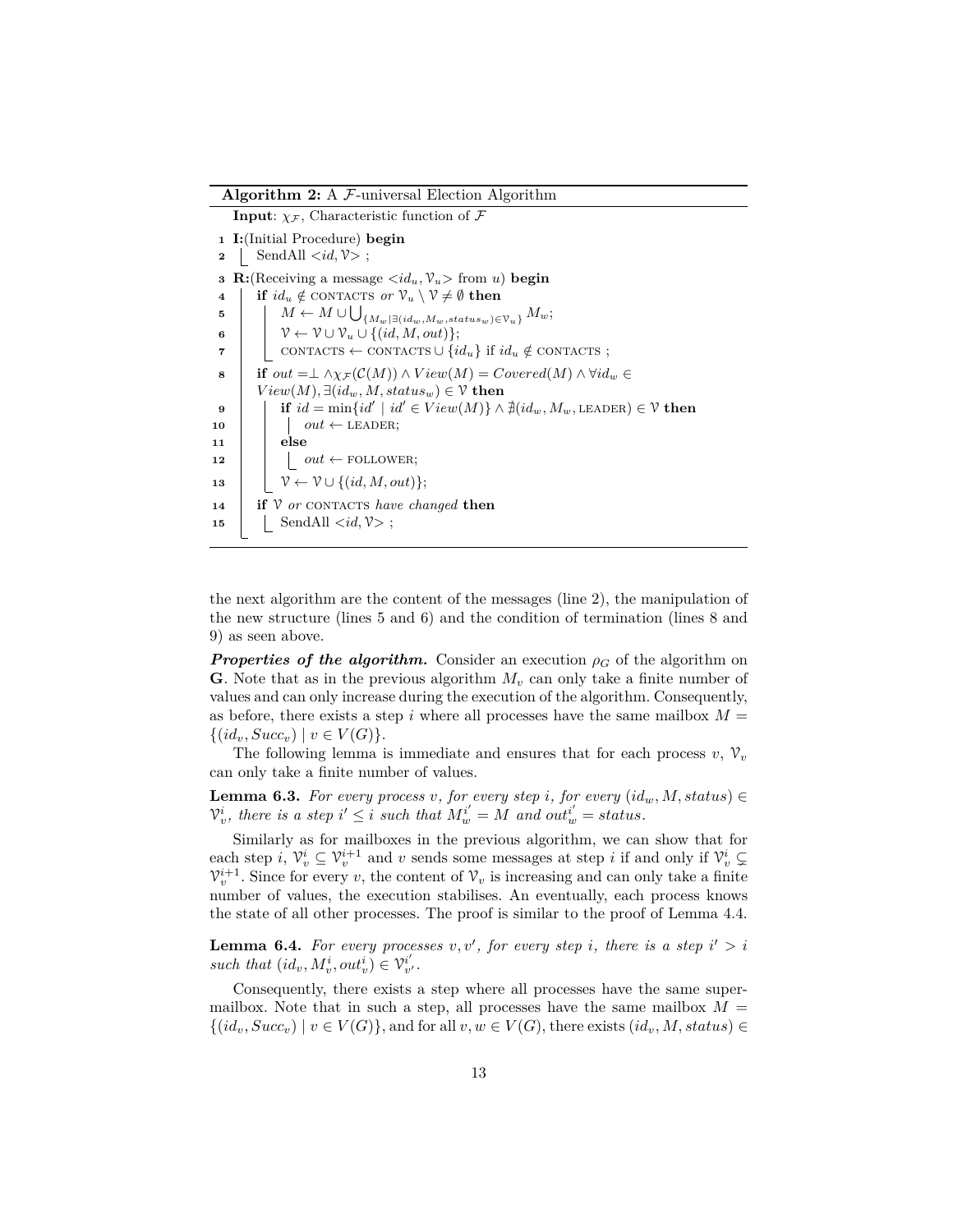**Algorithm 2:** A $\mathcal{F}$-universal Election Algorithm

```
Input: χ_F, Characteristic function of F
1  I:(Initial Procedure) begin
2      SendAll <id, V> ;
3  R:(Receiving a message <id_u, V_u> from u) begin
4      if id_u ∉ CONTACTS or V_u \ V ≠ ∅ then
5          M ← M ∪ ⋃_{M_w | ∃(id_w, M_w, status_w) ∈ V_u} M_w;
6          V ← V ∪ V_u ∪ {(id, M, out)};
7          CONTACTS ← CONTACTS ∪ {id_u} if id_u ∉ CONTACTS ;
8      if out = ⊥ ∧ χ_F(C(M)) ∧ View(M) = Covered(M) ∧ ∀id_w ∈
       View(M), ∃(id_w, M, status_w) ∈ V then
9          if id = min{id' | id' ∈ View(M)} ∧ ∄(id_w, M_w, LEADER) ∈ V then
10             out ← LEADER;
11         else
12             out ← FOLLOWER;
13         V ← V ∪ {(id, M, out)};
14     if V or CONTACTS have changed then
15         SendAll <id, V> ;
```

the next algorithm are the content of the messages (line 2), the manipulation of the new structure (lines 5 and 6) and the condition of termination (lines 8 and 9) as seen above.

***Properties of the algorithm.*** Consider an execution $\rho_G$ of the algorithm on $\mathbf{G}$. Note that as in the previous algorithm $M_v$ can only take a finite number of values and can only increase during the execution of the algorithm. Consequently, as before, there exists a step $i$ where all processes have the same mailbox $M = \{(id_v, Succ_v) \mid v \in V(G)\}$.

The following lemma is immediate and ensures that for each process $v$, $\mathcal{V}_v$ can only take a finite number of values.

**Lemma 6.3.** *For every process $v$, for every step $i$, for every $(id_w, M, status) \in \mathcal{V}_v^i$, there is a step $i' \leq i$ such that $M_w^{i'} = M$ and $out_w^{i'} = status$.*

Similarly as for mailboxes in the previous algorithm, we can show that for each step $i$, $\mathcal{V}_v^i \subseteq \mathcal{V}_v^{i+1}$ and $v$ sends some messages at step $i$ if and only if $\mathcal{V}_v^i \subsetneq \mathcal{V}_v^{i+1}$. Since for every $v$, the content of $\mathcal{V}_v$ is increasing and can only take a finite number of values, the execution stabilises. An eventually, each process knows the state of all other processes. The proof is similar to the proof of Lemma 4.4.

**Lemma 6.4.** *For every processes $v, v'$, for every step $i$, there is a step $i' > i$ such that $(id_v, M_v^i, out_v^i) \in \mathcal{V}_{v'}^{i'}$.*

Consequently, there exists a step where all processes have the same super-mailbox. Note that in such a step, all processes have the same mailbox $M = \{(id_v, Succ_v) \mid v \in V(G)\}$, and for all $v, w \in V(G)$, there exists $(id_v, M, status) \in$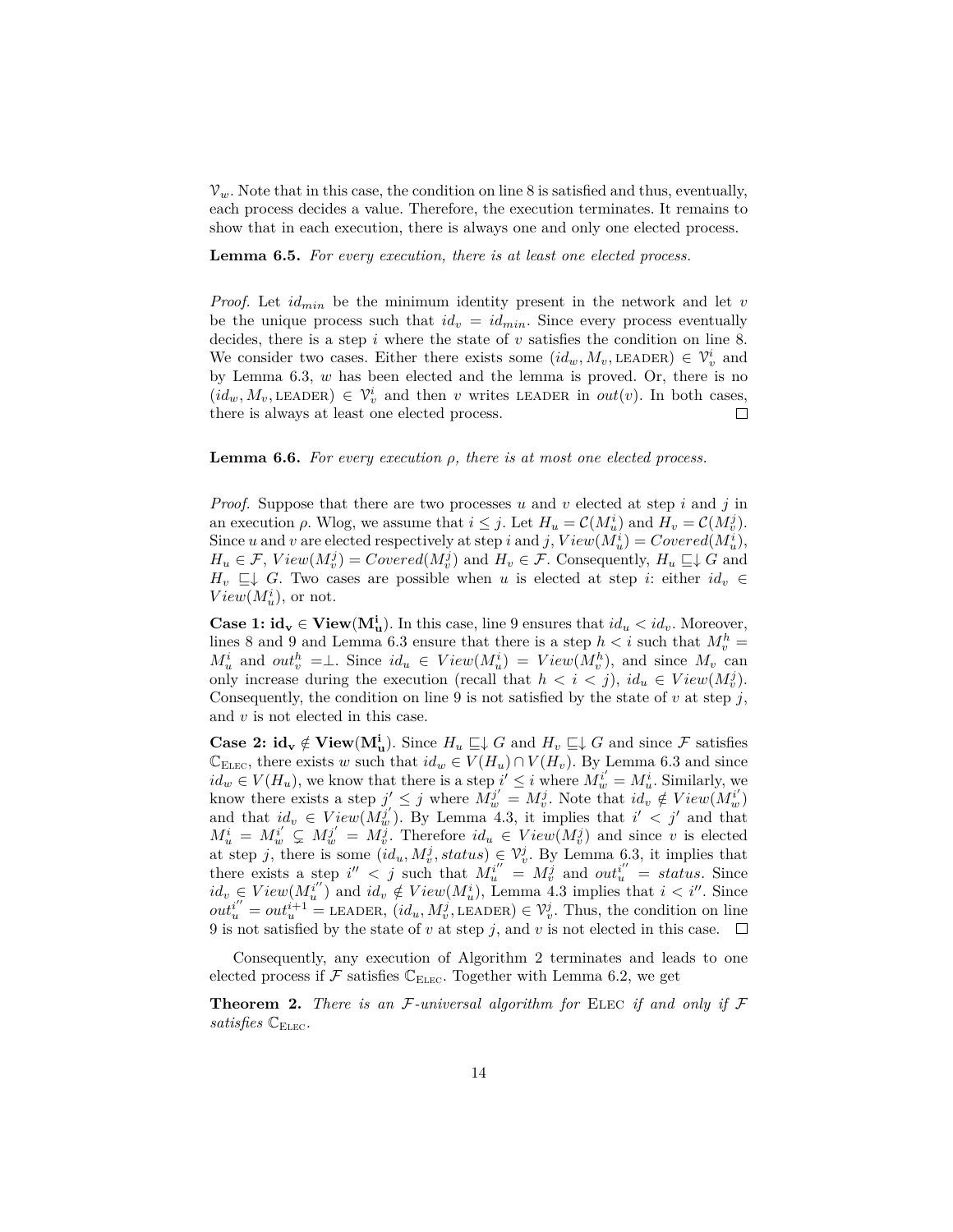$\mathcal{V}_w$. Note that in this case, the condition on line 8 is satisfied and thus, eventually, each process decides a value. Therefore, the execution terminates. It remains to show that in each execution, there is always one and only one elected process.

**Lemma 6.5.** *For every execution, there is at least one elected process.*

*Proof.* Let $id_{min}$ be the minimum identity present in the network and let $v$ be the unique process such that $id_v = id_{min}$. Since every process eventually decides, there is a step $i$ where the state of $v$ satisfies the condition on line 8. We consider two cases. Either there exists some $(id_w, M_v, \text{LEADER}) \in \mathcal{V}_v^i$ and by Lemma 6.3, $w$ has been elected and the lemma is proved. Or, there is no $(id_w, M_v, \text{LEADER}) \in \mathcal{V}_v^i$ and then $v$ writes LEADER in $out(v)$. In both cases, there is always at least one elected process. ◻

**Lemma 6.6.** *For every execution $\rho$, there is at most one elected process.*

*Proof.* Suppose that there are two processes $u$ and $v$ elected at step $i$ and $j$ in an execution $\rho$. Wlog, we assume that $i \leq j$. Let $H_u = \mathcal{C}(M_u^i)$ and $H_v = \mathcal{C}(M_v^j)$. Since $u$ and $v$ are elected respectively at step $i$ and $j$, $View(M_u^i) = Covered(M_u^i)$, $H_u \in \mathcal{F}$, $View(M_v^j) = Covered(M_v^j)$ and $H_v \in \mathcal{F}$. Consequently, $H_u \sqsubseteq\downarrow G$ and $H_v \sqsubseteq\downarrow G$. Two cases are possible when $u$ is elected at step $i$: either $id_v \in View(M_u^i)$, or not.

**Case 1: $\mathbf{id_v \in View(M_u^i)}$.** In this case, line 9 ensures that $id_u < id_v$. Moreover, lines 8 and 9 and Lemma 6.3 ensure that there is a step $h < i$ such that $M_v^h = M_u^i$ and $out_v^h = \perp$. Since $id_u \in View(M_u^i) = View(M_v^h)$, and since $M_v$ can only increase during the execution (recall that $h < i < j$), $id_u \in View(M_v^j)$. Consequently, the condition on line 9 is not satisfied by the state of $v$ at step $j$, and $v$ is not elected in this case.

**Case 2: $\mathbf{id_v \notin View(M_u^i)}$.** Since $H_u \sqsubseteq\downarrow G$ and $H_v \sqsubseteq\downarrow G$ and since $\mathcal{F}$ satisfies $\mathbb{C}_{\text{ELEC}}$, there exists $w$ such that $id_w \in V(H_u) \cap V(H_v)$. By Lemma 6.3 and since $id_w \in V(H_u)$, we know that there is a step $i' \leq i$ where $M_w^{i'} = M_u^i$. Similarly, we know there exists a step $j' \leq j$ where $M_w^{j'} = M_v^j$. Note that $id_v \notin View(M_w^{i'})$ and that $id_v \in View(M_w^{j'})$. By Lemma 4.3, it implies that $i' < j'$ and that $M_u^i = M_w^{i'} \subsetneq M_w^{j'} = M_v^j$. Therefore $id_u \in View(M_v^j)$ and since $v$ is elected at step $j$, there is some $(id_u, M_v^j, status) \in \mathcal{V}_v^j$. By Lemma 6.3, it implies that there exists a step $i'' < j$ such that $M_u^{i''} = M_v^j$ and $out_u^{i''} = status$. Since $id_v \in View(M_u^{i''})$ and $id_v \notin View(M_u^i)$, Lemma 4.3 implies that $i < i''$. Since $out_u^{i''} = out_u^{i+1} = \text{LEADER}$, $(id_u, M_v^j, \text{LEADER}) \in \mathcal{V}_v^j$. Thus, the condition on line 9 is not satisfied by the state of $v$ at step $j$, and $v$ is not elected in this case. ◻

Consequently, any execution of Algorithm 2 terminates and leads to one elected process if $\mathcal{F}$ satisfies $\mathbb{C}_{\text{ELEC}}$. Together with Lemma 6.2, we get

**Theorem 2.** *There is an $\mathcal{F}$-universal algorithm for* ELEC *if and only if $\mathcal{F}$ satisfies $\mathbb{C}_{\text{ELEC}}$.*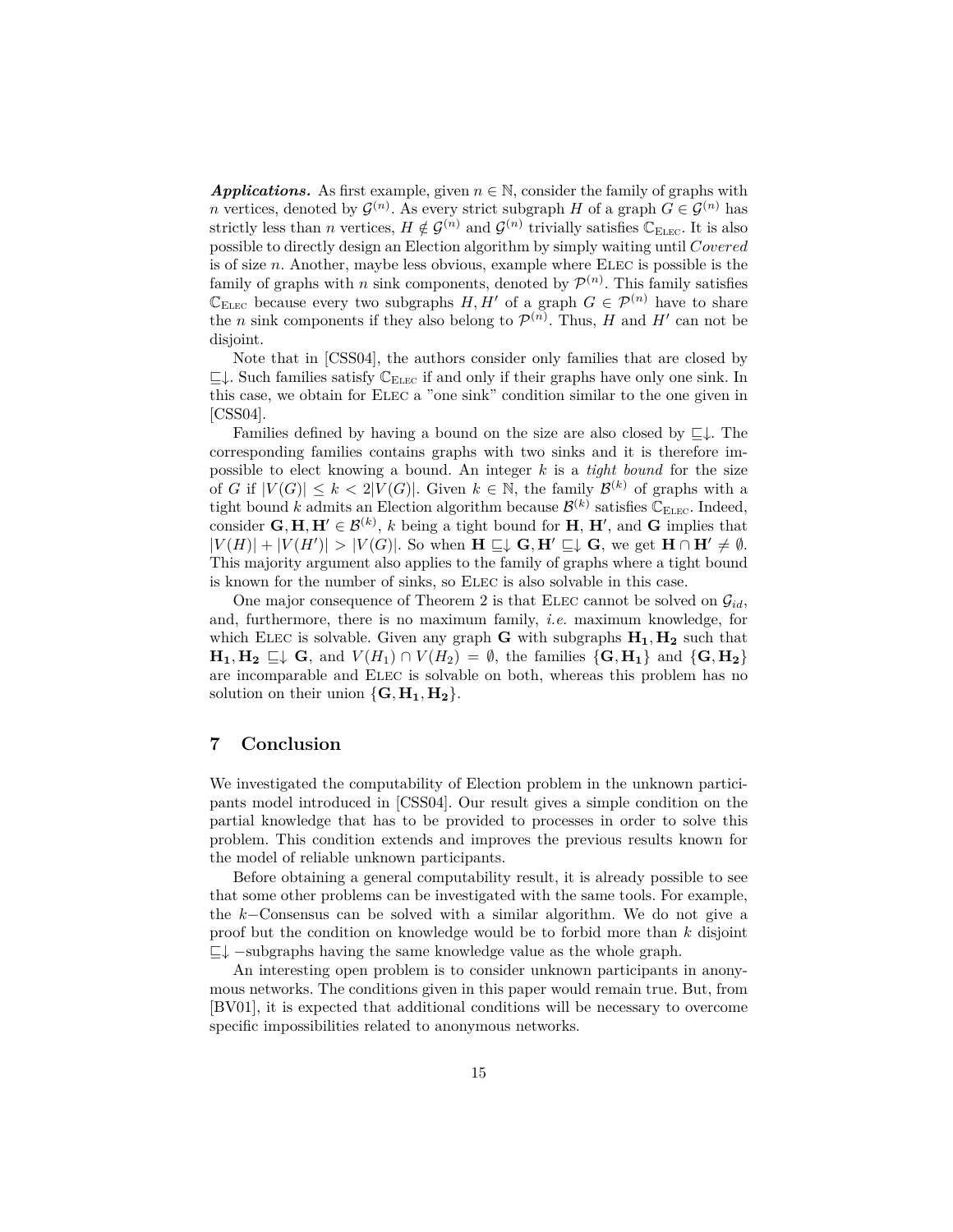***Applications.*** As first example, given $n \in \mathbb{N}$, consider the family of graphs with $n$ vertices, denoted by $\mathcal{G}^{(n)}$. As every strict subgraph $H$ of a graph $G \in \mathcal{G}^{(n)}$ has strictly less than $n$ vertices, $H \notin \mathcal{G}^{(n)}$ and $\mathcal{G}^{(n)}$ trivially satisfies $\mathbb{C}_{\text{ELEC}}$. It is also possible to directly design an Election algorithm by simply waiting until *Covered* is of size $n$. Another, maybe less obvious, example where ELEC is possible is the family of graphs with $n$ sink components, denoted by $\mathcal{P}^{(n)}$. This family satisfies $\mathbb{C}_{\text{ELEC}}$ because every two subgraphs $H, H'$ of a graph $G \in \mathcal{P}^{(n)}$ have to share the $n$ sink components if they also belong to $\mathcal{P}^{(n)}$. Thus, $H$ and $H'$ can not be disjoint.

Note that in [CSS04], the authors consider only families that are closed by $\sqsubseteq\downarrow$. Such families satisfy $\mathbb{C}_{\text{ELEC}}$ if and only if their graphs have only one sink. In this case, we obtain for ELEC a "one sink" condition similar to the one given in [CSS04].

Families defined by having a bound on the size are also closed by $\sqsubseteq\downarrow$. The corresponding families contains graphs with two sinks and it is therefore impossible to elect knowing a bound. An integer $k$ is a *tight bound* for the size of $G$ if $|V(G)| \leq k < 2|V(G)|$. Given $k \in \mathbb{N}$, the family $\mathcal{B}^{(k)}$ of graphs with a tight bound $k$ admits an Election algorithm because $\mathcal{B}^{(k)}$ satisfies $\mathbb{C}_{\text{ELEC}}$. Indeed, consider $\mathbf{G}, \mathbf{H}, \mathbf{H'} \in \mathcal{B}^{(k)}$, $k$ being a tight bound for $\mathbf{H}$, $\mathbf{H'}$, and $\mathbf{G}$ implies that $|V(H)| + |V(H')| > |V(G)|$. So when $\mathbf{H} \sqsubseteq\downarrow \mathbf{G}, \mathbf{H'} \sqsubseteq\downarrow \mathbf{G}$, we get $\mathbf{H} \cap \mathbf{H'} \neq \emptyset$. This majority argument also applies to the family of graphs where a tight bound is known for the number of sinks, so ELEC is also solvable in this case.

One major consequence of Theorem 2 is that ELEC cannot be solved on $\mathcal{G}_{id}$, and, furthermore, there is no maximum family, *i.e.* maximum knowledge, for which ELEC is solvable. Given any graph $\mathbf{G}$ with subgraphs $\mathbf{H_1}, \mathbf{H_2}$ such that $\mathbf{H_1}, \mathbf{H_2} \sqsubseteq\downarrow \mathbf{G}$, and $V(H_1) \cap V(H_2) = \emptyset$, the families $\{\mathbf{G}, \mathbf{H_1}\}$ and $\{\mathbf{G}, \mathbf{H_2}\}$ are incomparable and ELEC is solvable on both, whereas this problem has no solution on their union $\{\mathbf{G}, \mathbf{H_1}, \mathbf{H_2}\}$.

## 7 Conclusion

We investigated the computability of Election problem in the unknown participants model introduced in [CSS04]. Our result gives a simple condition on the partial knowledge that has to be provided to processes in order to solve this problem. This condition extends and improves the previous results known for the model of reliable unknown participants.

Before obtaining a general computability result, it is already possible to see that some other problems can be investigated with the same tools. For example, the $k-$Consensus can be solved with a similar algorithm. We do not give a proof but the condition on knowledge would be to forbid more than $k$ disjoint $\sqsubseteq\downarrow -$subgraphs having the same knowledge value as the whole graph.

An interesting open problem is to consider unknown participants in anonymous networks. The conditions given in this paper would remain true. But, from [BV01], it is expected that additional conditions will be necessary to overcome specific impossibilities related to anonymous networks.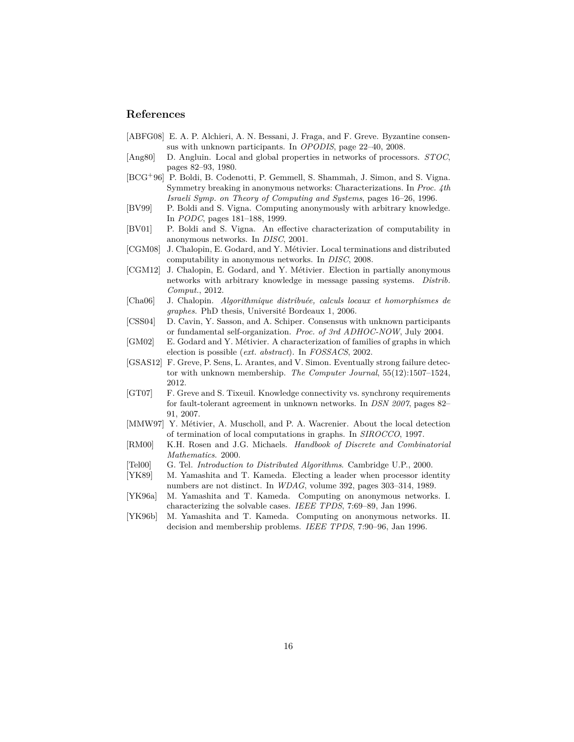## References

[ABFG08] E. A. P. Alchieri, A. N. Bessani, J. Fraga, and F. Greve. Byzantine consensus with unknown participants. In *OPODIS*, page 22–40, 2008.

[Ang80] D. Angluin. Local and global properties in networks of processors. *STOC*, pages 82–93, 1980.

[BCG+96] P. Boldi, B. Codenotti, P. Gemmell, S. Shammah, J. Simon, and S. Vigna. Symmetry breaking in anonymous networks: Characterizations. In *Proc. 4th Israeli Symp. on Theory of Computing and Systems*, pages 16–26, 1996.

[BV99] P. Boldi and S. Vigna. Computing anonymously with arbitrary knowledge. In *PODC*, pages 181–188, 1999.

[BV01] P. Boldi and S. Vigna. An effective characterization of computability in anonymous networks. In *DISC*, 2001.

[CGM08] J. Chalopin, E. Godard, and Y. Métivier. Local terminations and distributed computability in anonymous networks. In *DISC*, 2008.

[CGM12] J. Chalopin, E. Godard, and Y. Métivier. Election in partially anonymous networks with arbitrary knowledge in message passing systems. *Distrib. Comput.*, 2012.

[Cha06] J. Chalopin. *Algorithmique distribuée, calculs locaux et homorphismes de graphes*. PhD thesis, Université Bordeaux 1, 2006.

[CSS04] D. Cavin, Y. Sasson, and A. Schiper. Consensus with unknown participants or fundamental self-organization. *Proc. of 3rd ADHOC-NOW*, July 2004.

[GM02] E. Godard and Y. Métivier. A characterization of families of graphs in which election is possible (*ext. abstract*). In *FOSSACS*, 2002.

[GSAS12] F. Greve, P. Sens, L. Arantes, and V. Simon. Eventually strong failure detector with unknown membership. *The Computer Journal*, 55(12):1507–1524, 2012.

[GT07] F. Greve and S. Tixeuil. Knowledge connectivity vs. synchrony requirements for fault-tolerant agreement in unknown networks. In *DSN 2007*, pages 82–91, 2007.

[MMW97] Y. Métivier, A. Muscholl, and P. A. Wacrenier. About the local detection of termination of local computations in graphs. In *SIROCCO*, 1997.

[RM00] K.H. Rosen and J.G. Michaels. *Handbook of Discrete and Combinatorial Mathematics*. 2000.

[Tel00] G. Tel. *Introduction to Distributed Algorithms*. Cambridge U.P., 2000.

[YK89] M. Yamashita and T. Kameda. Electing a leader when processor identity numbers are not distinct. In *WDAG*, volume 392, pages 303–314, 1989.

[YK96a] M. Yamashita and T. Kameda. Computing on anonymous networks. I. characterizing the solvable cases. *IEEE TPDS*, 7:69–89, Jan 1996.

[YK96b] M. Yamashita and T. Kameda. Computing on anonymous networks. II. decision and membership problems. *IEEE TPDS*, 7:90–96, Jan 1996.